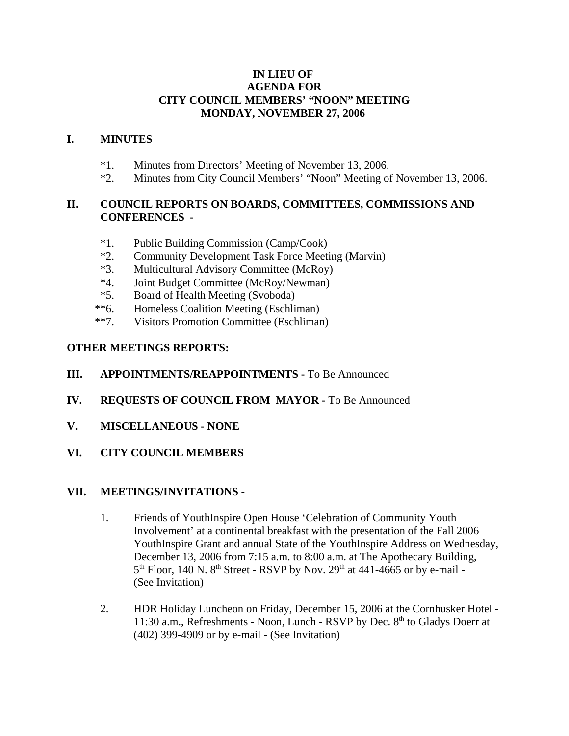# IN LIEU OF
# AGENDA FOR
# CITY COUNCIL MEMBERS' "NOON" MEETING
# MONDAY, NOVEMBER 27, 2006

## I. MINUTES

- *1. Minutes from Directors' Meeting of November 13, 2006.
- *2. Minutes from City Council Members' "Noon" Meeting of November 13, 2006.

## II. COUNCIL REPORTS ON BOARDS, COMMITTEES, COMMISSIONS AND CONFERENCES -

- *1. Public Building Commission (Camp/Cook)
- *2. Community Development Task Force Meeting (Marvin)
- *3. Multicultural Advisory Committee (McRoy)
- *4. Joint Budget Committee (McRoy/Newman)
- *5. Board of Health Meeting (Svoboda)
- **6. Homeless Coalition Meeting (Eschliman)
- **7. Visitors Promotion Committee (Eschliman)

**OTHER MEETINGS REPORTS:**

## III. APPOINTMENTS/REAPPOINTMENTS - To Be Announced

## IV. REQUESTS OF COUNCIL FROM MAYOR - To Be Announced

## V. MISCELLANEOUS - NONE

## VI. CITY COUNCIL MEMBERS

## VII. MEETINGS/INVITATIONS -

1. Friends of YouthInspire Open House 'Celebration of Community Youth Involvement' at a continental breakfast with the presentation of the Fall 2006 YouthInspire Grant and annual State of the YouthInspire Address on Wednesday, December 13, 2006 from 7:15 a.m. to 8:00 a.m. at The Apothecary Building, 5th Floor, 140 N. 8th Street - RSVP by Nov. 29th at 441-4665 or by e-mail - (See Invitation)

2. HDR Holiday Luncheon on Friday, December 15, 2006 at the Cornhusker Hotel - 11:30 a.m., Refreshments - Noon, Lunch - RSVP by Dec. 8th to Gladys Doerr at (402) 399-4909 or by e-mail - (See Invitation)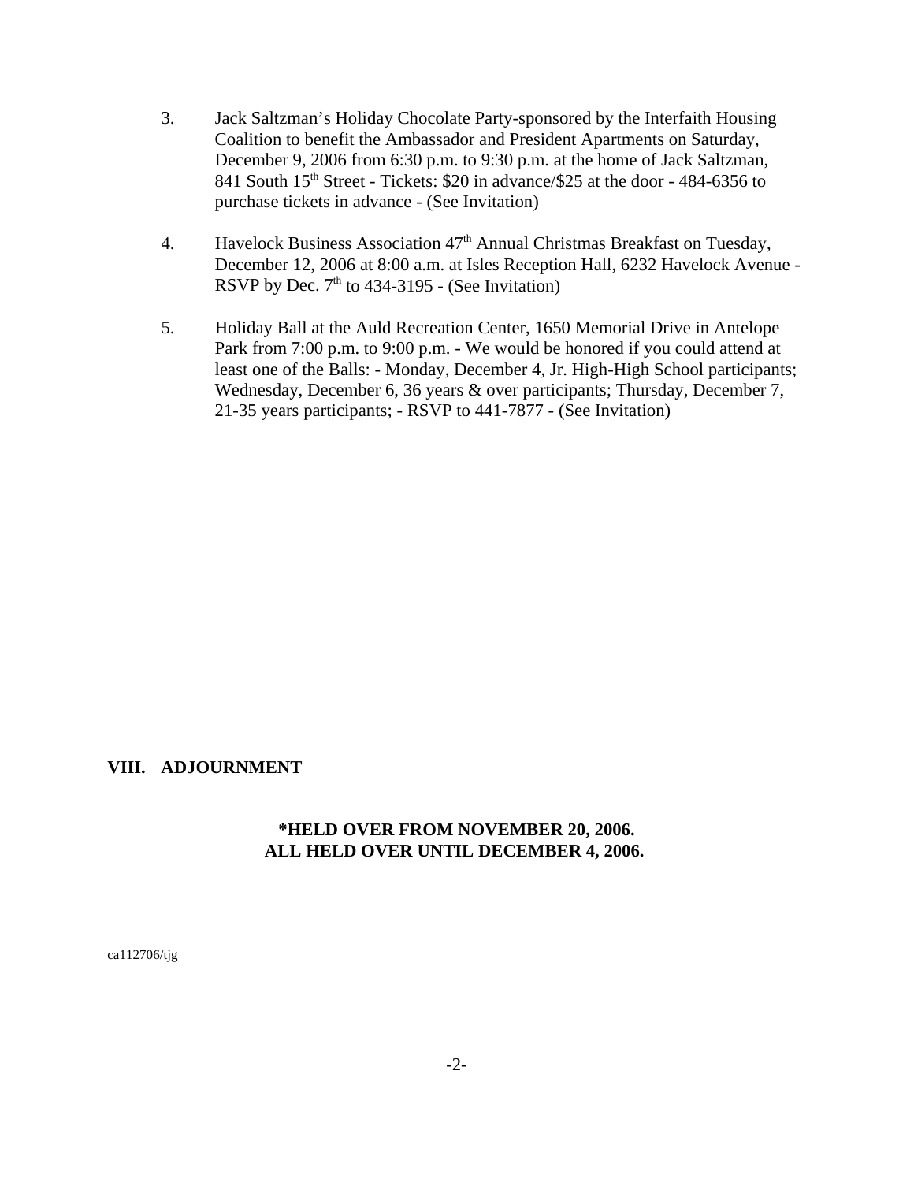3. Jack Saltzman's Holiday Chocolate Party-sponsored by the Interfaith Housing Coalition to benefit the Ambassador and President Apartments on Saturday, December 9, 2006 from 6:30 p.m. to 9:30 p.m. at the home of Jack Saltzman, 841 South 15th Street - Tickets: $20 in advance/$25 at the door - 484-6356 to purchase tickets in advance - (See Invitation)

4. Havelock Business Association 47th Annual Christmas Breakfast on Tuesday, December 12, 2006 at 8:00 a.m. at Isles Reception Hall, 6232 Havelock Avenue - RSVP by Dec. 7th to 434-3195 - (See Invitation)

5. Holiday Ball at the Auld Recreation Center, 1650 Memorial Drive in Antelope Park from 7:00 p.m. to 9:00 p.m. - We would be honored if you could attend at least one of the Balls: - Monday, December 4, Jr. High-High School participants; Wednesday, December 6, 36 years & over participants; Thursday, December 7, 21-35 years participants; - RSVP to 441-7877 - (See Invitation)

**VIII. ADJOURNMENT**

**\*HELD OVER FROM NOVEMBER 20, 2006.**
**ALL HELD OVER UNTIL DECEMBER 4, 2006.**

ca112706/tjg